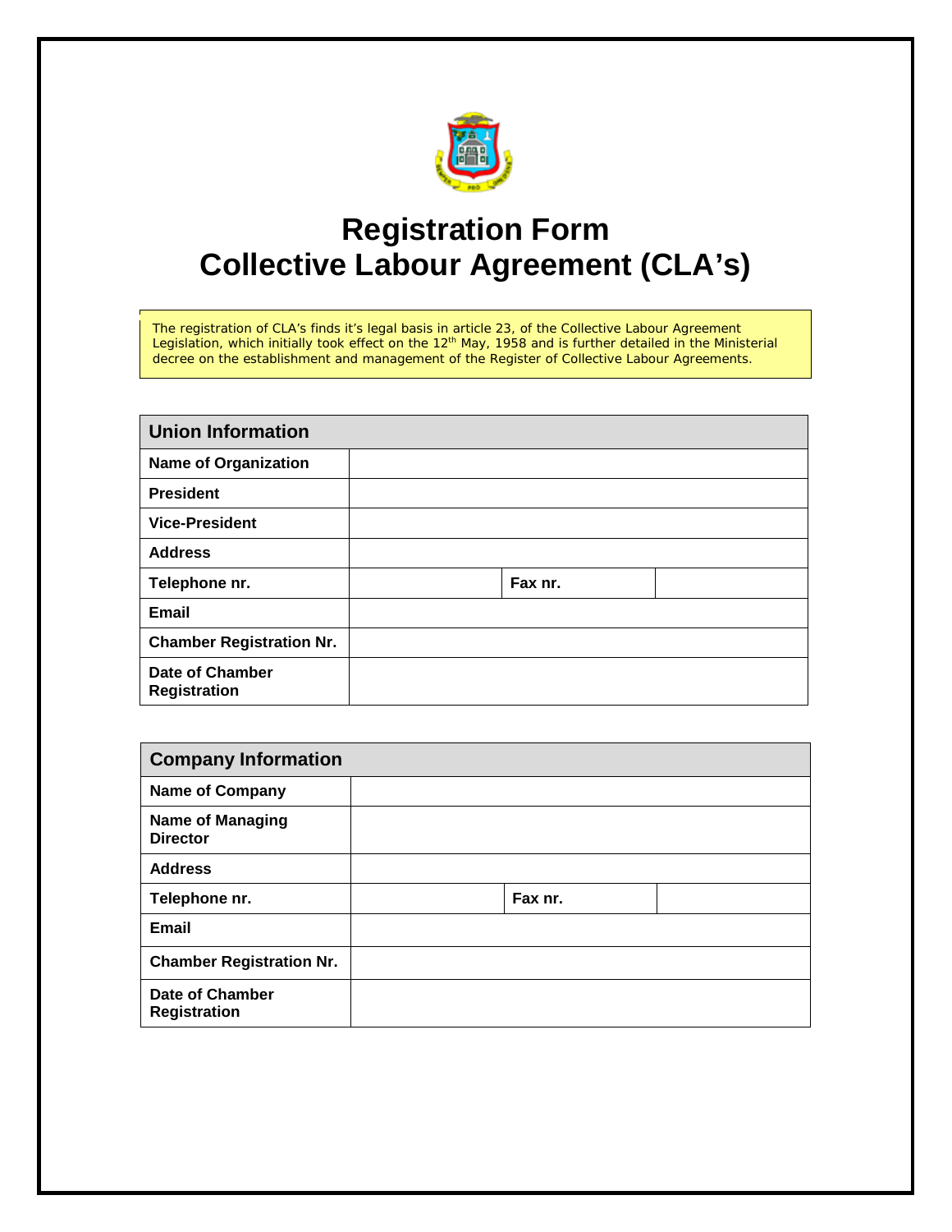# Registration Form
# Collective Labour Agreement (CLA's)

The registration of CLA's finds it's legal basis in article 23, of the Collective Labour Agreement Legislation, which initially took effect on the 12th May, 1958 and is further detailed in the Ministerial decree on the establishment and management of the Register of Collective Labour Agreements.

| **Union Information** | | | |
|---|---|---|---|
| **Name of Organization** | | | |
| **President** | | | |
| **Vice-President** | | | |
| **Address** | | | |
| **Telephone nr.** | | **Fax nr.** | |
| **Email** | | | |
| **Chamber Registration Nr.** | | | |
| **Date of Chamber Registration** | | | |

| **Company Information** | | | |
|---|---|---|---|
| **Name of Company** | | | |
| **Name of Managing Director** | | | |
| **Address** | | | |
| **Telephone nr.** | | **Fax nr.** | |
| **Email** | | | |
| **Chamber Registration Nr.** | | | |
| **Date of Chamber Registration** | | | |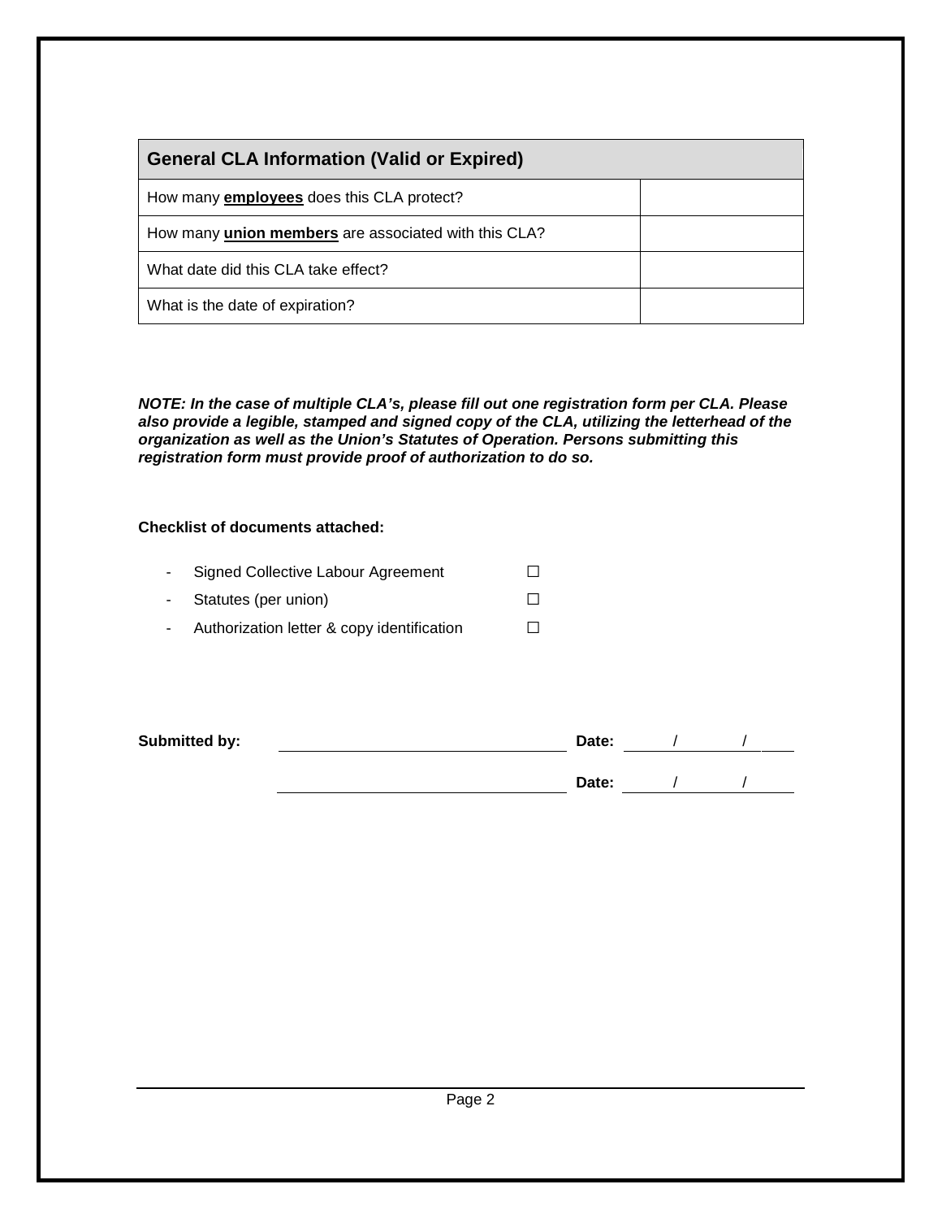| General CLA Information (Valid or Expired) | |
|---|---|
| How many **employees** does this CLA protect? | |
| How many **union members** are associated with this CLA? | |
| What date did this CLA take effect? | |
| What is the date of expiration? | |

***NOTE: In the case of multiple CLA's, please fill out one registration form per CLA. Please also provide a legible, stamped and signed copy of the CLA, utilizing the letterhead of the organization as well as the Union's Statutes of Operation. Persons submitting this registration form must provide proof of authorization to do so.***

**Checklist of documents attached:**

- Signed Collective Labour Agreement ☐
- Statutes (per union) ☐
- Authorization letter & copy identification ☐

**Submitted by:** ______________________________ **Date:** ____/____/____

______________________________ **Date:** ____/____/____